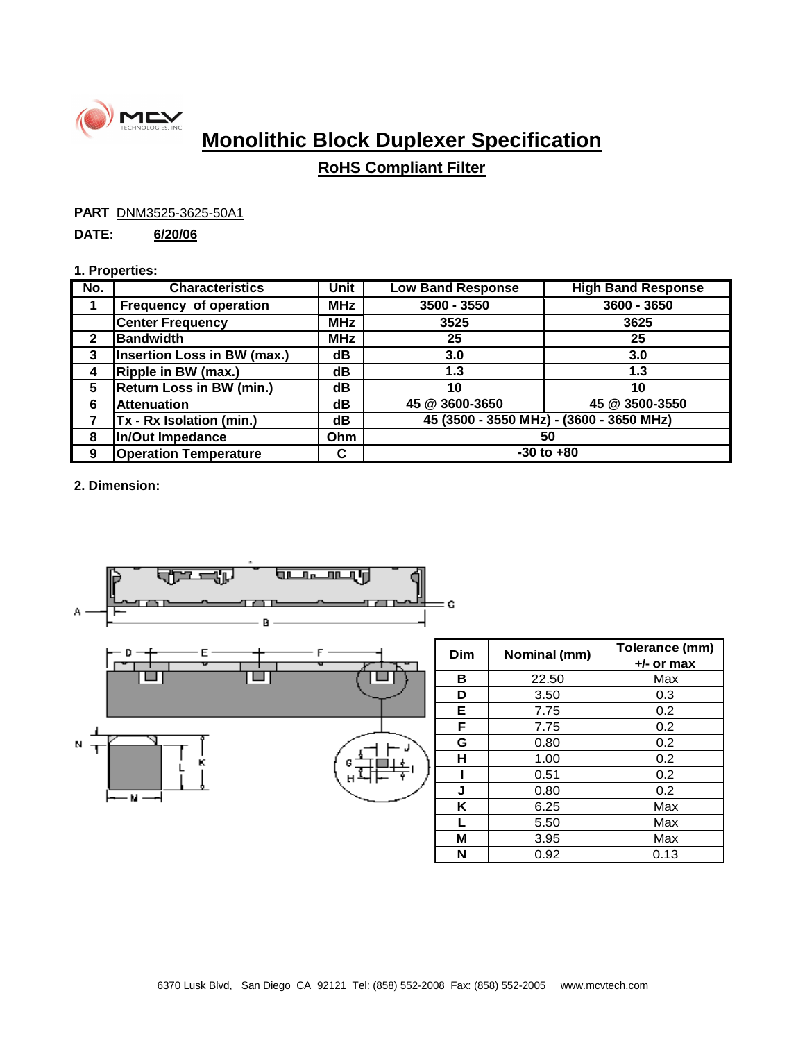# Monolithic Block Duplexer Specification

## RoHS Compliant Filter

**PART** DNM3525-3625-50A1

**DATE:** **6/20/06**

**1. Properties:**

| No. | Characteristics | Unit | Low Band Response | High Band Response |
|---|---|---|---|---|
| 1 | Frequency of operation | MHz | 3500 - 3550 | 3600 - 3650 |
| | Center Frequency | MHz | 3525 | 3625 |
| 2 | Bandwidth | MHz | 25 | 25 |
| 3 | Insertion Loss in BW (max.) | dB | 3.0 | 3.0 |
| 4 | Ripple in BW (max.) | dB | 1.3 | 1.3 |
| 5 | Return Loss in BW (min.) | dB | 10 | 10 |
| 6 | Attenuation | dB | 45 @ 3600-3650 | 45 @ 3500-3550 |
| 7 | Tx - Rx Isolation (min.) | dB | 45 (3500 - 3550 MHz) - (3600 - 3650 MHz) | |
| 8 | In/Out Impedance | Ohm | 50 | |
| 9 | Operation Temperature | C | -30 to +80 | |

**2. Dimension:**

| Dim | Nominal (mm) | Tolerance (mm) +/- or max |
|---|---|---|
| B | 22.50 | Max |
| D | 3.50 | 0.3 |
| E | 7.75 | 0.2 |
| F | 7.75 | 0.2 |
| G | 0.80 | 0.2 |
| H | 1.00 | 0.2 |
| I | 0.51 | 0.2 |
| J | 0.80 | 0.2 |
| K | 6.25 | Max |
| L | 5.50 | Max |
| M | 3.95 | Max |
| N | 0.92 | 0.13 |

6370 Lusk Blvd, San Diego CA 92121 Tel: (858) 552-2008 Fax: (858) 552-2005 www.mcvtech.com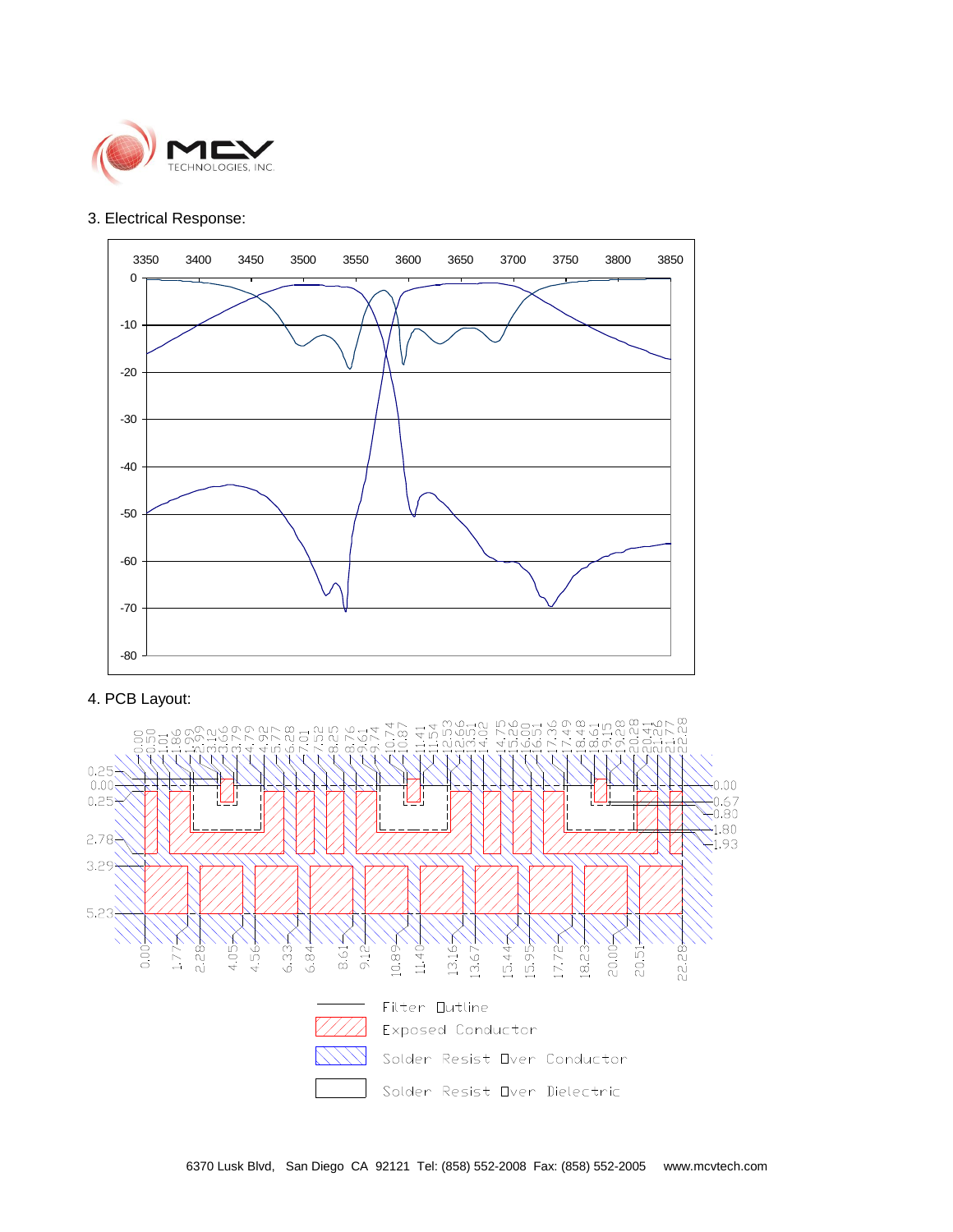## 3. Electrical Response:

3350 3400 3450 3500 3550 3600 3650 3700 3750 3800 3850

0
-10
-20
-30
-40
-50
-60
-70
-80

## 4. PCB Layout:

0.00 0.50 1.01 1.86 1.99 2.99 3.12 3.66 3.79 4.79 4.92 5.77 6.28 7.01 7.52 8.25 8.76 9.61 9.74 10.74 10.87 11.41 11.54 12.53 12.66 13.51 14.02 14.75 15.26 16.00 16.51 17.36 17.49 18.48 18.61 19.15 19.28 20.28 20.41 21.26 21.77 22.28

0.25
0.00
0.25
2.78
3.29
5.23

0.00
0.67
0.80
1.80
1.93

0.00 1.77 2.28 4.05 4.56 6.33 6.84 8.61 9.12 10.89 11.40 13.16 13.67 15.44 15.95 17.72 18.23 20.00 20.51 22.28

Filter Outline

Exposed Conductor

Solder Resist Over Conductor

Solder Resist Over Dielectric

6370 Lusk Blvd, San Diego CA 92121 Tel: (858) 552-2008 Fax: (858) 552-2005 www.mcvtech.com